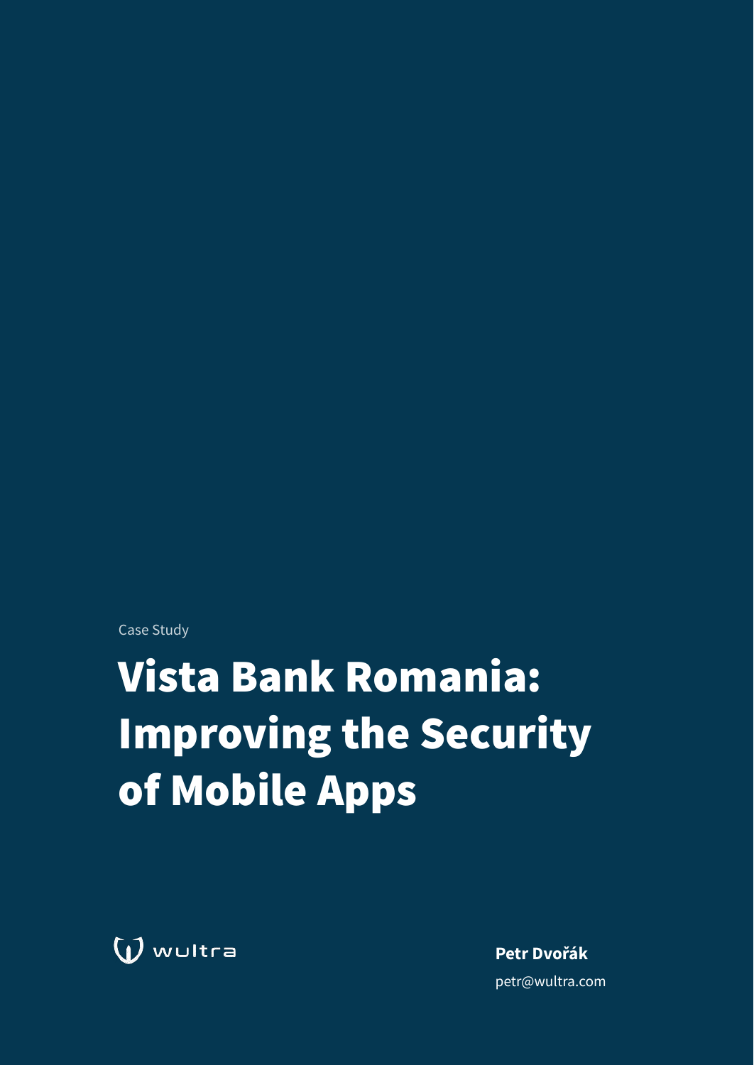Case Study

# Vista Bank Romania: Improving the Security of Mobile Apps

wultra

**Petr Dvořák**

petr@wultra.com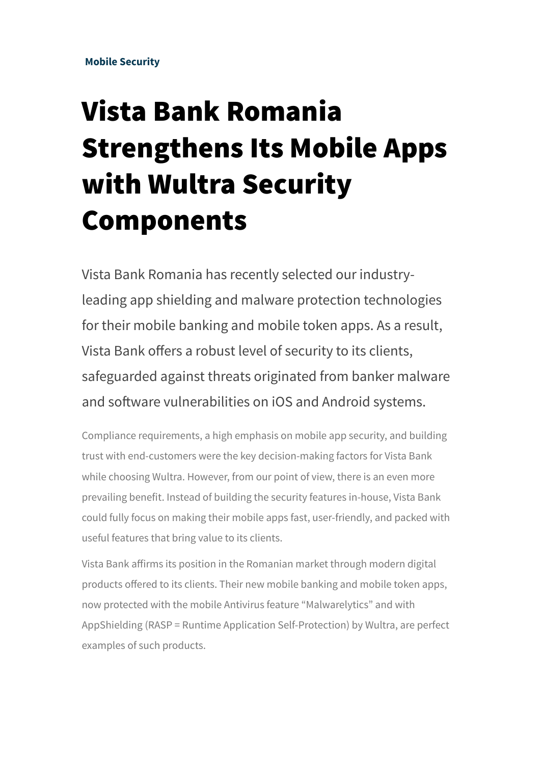**Mobile Security**

# Vista Bank Romania Strengthens Its Mobile Apps with Wultra Security Components

Vista Bank Romania has recently selected our industry-leading app shielding and malware protection technologies for their mobile banking and mobile token apps. As a result, Vista Bank offers a robust level of security to its clients, safeguarded against threats originated from banker malware and software vulnerabilities on iOS and Android systems.

Compliance requirements, a high emphasis on mobile app security, and building trust with end-customers were the key decision-making factors for Vista Bank while choosing Wultra. However, from our point of view, there is an even more prevailing benefit. Instead of building the security features in-house, Vista Bank could fully focus on making their mobile apps fast, user-friendly, and packed with useful features that bring value to its clients.

Vista Bank affirms its position in the Romanian market through modern digital products offered to its clients. Their new mobile banking and mobile token apps, now protected with the mobile Antivirus feature “Malwarelytics” and with AppShielding (RASP = Runtime Application Self-Protection) by Wultra, are perfect examples of such products.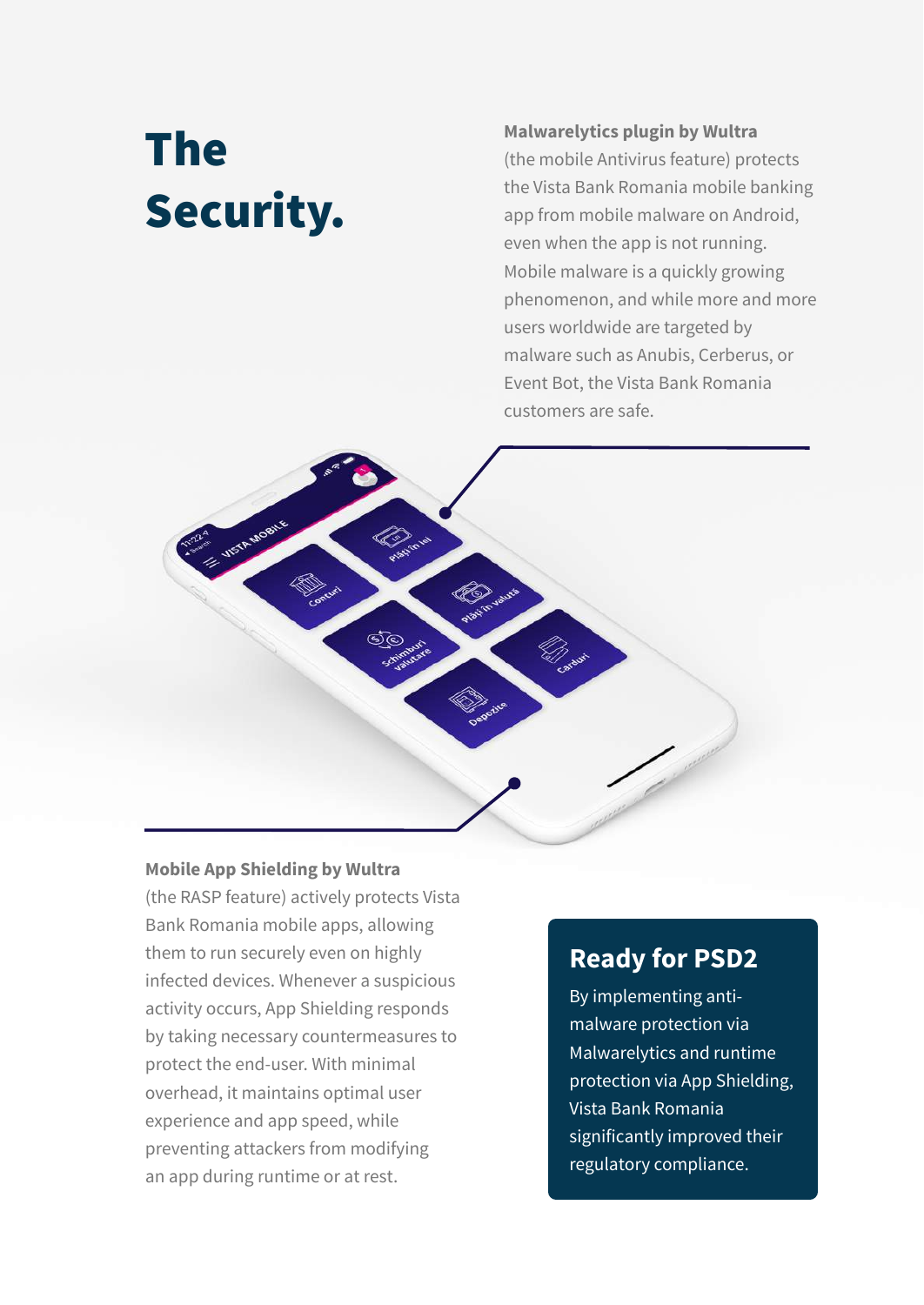# The Security.

**Malwarelytics plugin by Wultra**

(the mobile Antivirus feature) protects the Vista Bank Romania mobile banking app from mobile malware on Android, even when the app is not running. Mobile malware is a quickly growing phenomenon, and while more and more users worldwide are targeted by malware such as Anubis, Cerberus, or Event Bot, the Vista Bank Romania customers are safe.

**Mobile App Shielding by Wultra**

(the RASP feature) actively protects Vista Bank Romania mobile apps, allowing them to run securely even on highly infected devices. Whenever a suspicious activity occurs, App Shielding responds by taking necessary countermeasures to protect the end-user. With minimal overhead, it maintains optimal user experience and app speed, while preventing attackers from modifying an app during runtime or at rest.

## Ready for PSD2

By implementing anti-malware protection via Malwarelytics and runtime protection via App Shielding, Vista Bank Romania significantly improved their regulatory compliance.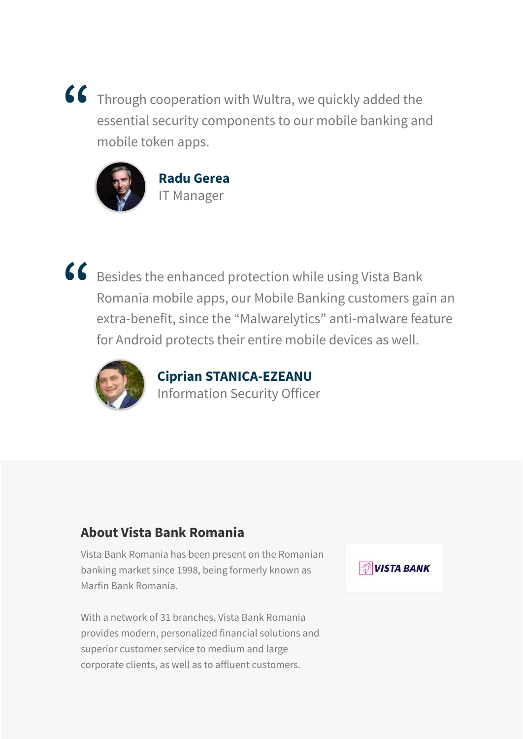> Through cooperation with Wultra, we quickly added the essential security components to our mobile banking and mobile token apps.

**Radu Gerea**
IT Manager

> Besides the enhanced protection while using Vista Bank Romania mobile apps, our Mobile Banking customers gain an extra-benefit, since the "Malwarelytics" anti-malware feature for Android protects their entire mobile devices as well.

**Ciprian STANICA-EZEANU**
Information Security Officer

## About Vista Bank Romania

Vista Bank Romania has been present on the Romanian banking market since 1998, being formerly known as Marfin Bank Romania.

With a network of 31 branches, Vista Bank Romania provides modern, personalized financial solutions and superior customer service to medium and large corporate clients, as well as to affluent customers.

VISTA BANK